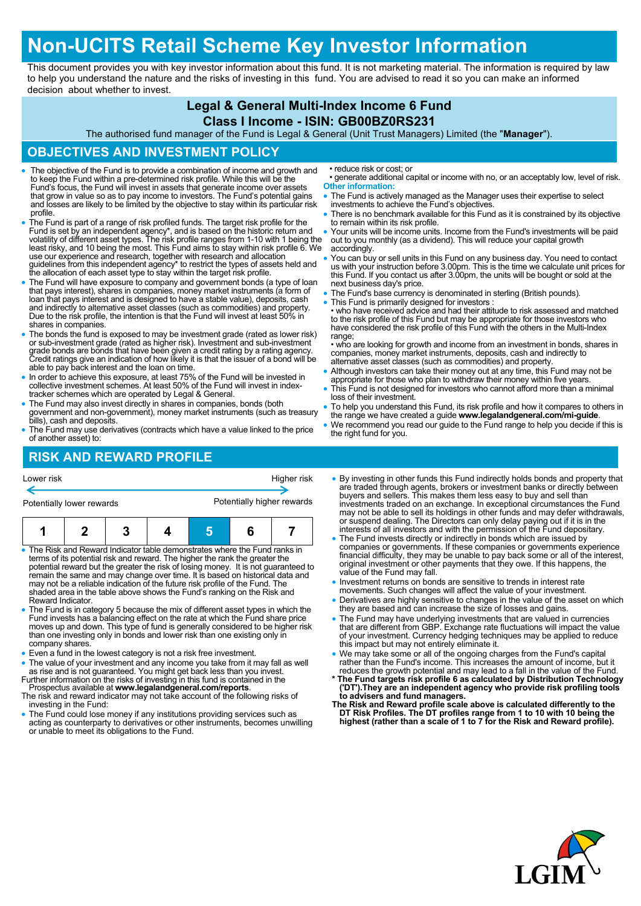# Non-UCITS Retail Scheme Key Investor Information

This document provides you with key investor information about this fund. It is not marketing material. The information is required by law to help you understand the nature and the risks of investing in this fund. You are advised to read it so you can make an informed decision about whether to invest.

**Legal & General Multi-Index Income 6 Fund**
**Class I Income - ISIN: GB00BZ0RS231**

The authorised fund manager of the Fund is Legal & General (Unit Trust Managers) Limited (the "**Manager**").

## OBJECTIVES AND INVESTMENT POLICY

- The objective of the Fund is to provide a combination of income and growth and to keep the Fund within a pre-determined risk profile. While this will be the Fund's focus, the Fund will invest in assets that generate income over assets that grow in value so as to pay income to investors. The Fund's potential gains and losses are likely to be limited by the objective to stay within its particular risk profile.
- The Fund is part of a range of risk profiled funds. The target risk profile for the Fund is set by an independent agency*, and is based on the historic return and volatility of different asset types. The risk profile ranges from 1-10 with 1 being the least risky, and 10 being the most. This Fund aims to stay within risk profile 6. We use our experience and research, together with research and allocation guidelines from this independent agency* to restrict the types of assets held and the allocation of each asset type to stay within the target risk profile.
- The Fund will have exposure to company and government bonds (a type of loan that pays interest), shares in companies, money market instruments (a form of loan that pays interest and is designed to have a stable value), deposits, cash and indirectly to alternative asset classes (such as commodities) and property. Due to the risk profile, the intention is that the Fund will invest at least 50% in shares in companies.
- The bonds the fund is exposed to may be investment grade (rated as lower risk) or sub-investment grade (rated as higher risk). Investment and sub-investment grade bonds are bonds that have been given a credit rating by a rating agency. Credit ratings give an indication of how likely it is that the issuer of a bond will be able to pay back interest and the loan on time.
- In order to achieve this exposure, at least 75% of the Fund will be invested in collective investment schemes. At least 50% of the Fund will invest in index-tracker schemes which are operated by Legal & General.
- The Fund may also invest directly in shares in companies, bonds (both government and non-government), money market instruments (such as treasury bills), cash and deposits.
- The Fund may use derivatives (contracts which have a value linked to the price of another asset) to:
  - reduce risk or cost; or
  - generate additional capital or income with no, or an acceptably low, level of risk.

**Other information:**

- The Fund is actively managed as the Manager uses their expertise to select investments to achieve the Fund's objectives.
- There is no benchmark available for this Fund as it is constrained by its objective to remain within its risk profile.
- Your units will be income units. Income from the Fund's investments will be paid out to you monthly (as a dividend). This will reduce your capital growth accordingly.
- You can buy or sell units in this Fund on any business day. You need to contact us with your instruction before 3.00pm. This is the time we calculate unit prices for this Fund. If you contact us after 3.00pm, the units will be bought or sold at the next business day's price.
- The Fund's base currency is denominated in sterling (British pounds).
- This Fund is primarily designed for investors :
  - who have received advice and had their attitude to risk assessed and matched to the risk profile of this Fund but may be appropriate for those investors who have considered the risk profile of this Fund with the others in the Multi-Index range;
  - who are looking for growth and income from an investment in bonds, shares in companies, money market instruments, deposits, cash and indirectly to alternative asset classes (such as commodities) and property.
- Although investors can take their money out at any time, this Fund may not be appropriate for those who plan to withdraw their money within five years.
- This Fund is not designed for investors who cannot afford more than a minimal loss of their investment.
- To help you understand this Fund, its risk profile and how it compares to others in the range we have created a guide **www.legalandgeneral.com/mi-guide**.
- We recommend you read our guide to the Fund range to help you decide if this is the right fund for you.

## RISK AND REWARD PROFILE

| Lower risk | | | | | | Higher risk |
|---|---|---|---|---|---|---|
| Potentially lower rewards | | | | | | Potentially higher rewards |
| 1 | 2 | 3 | 4 | **5** | 6 | 7 |

- The Risk and Reward Indicator table demonstrates where the Fund ranks in terms of its potential risk and reward. The higher the rank the greater the potential reward but the greater the risk of losing money. It is not guaranteed to remain the same and may change over time. It is based on historical data and may not be a reliable indication of the future risk profile of the Fund. The shaded area in the table above shows the Fund's ranking on the Risk and Reward Indicator.
- The Fund is in category 5 because the mix of different asset types in which the Fund invests has a balancing effect on the rate at which the Fund share price moves up and down. This type of fund is generally considered to be higher risk than one investing only in bonds and lower risk than one existing only in company shares.
- Even a fund in the lowest category is not a risk free investment.
- The value of your investment and any income you take from it may fall as well as rise and is not guaranteed. You might get back less than you invest.

Further information on the risks of investing in this fund is contained in the Prospectus available at **www.legalandgeneral.com/reports**.

The risk and reward indicator may not take account of the following risks of investing in the Fund:

- The Fund could lose money if any institutions providing services such as acting as counterparty to derivatives or other instruments, becomes unwilling or unable to meet its obligations to the Fund.
- By investing in other funds this Fund indirectly holds bonds and property that are traded through agents, brokers or investment banks or directly between buyers and sellers. This makes them less easy to buy and sell than investments traded on an exchange. In exceptional circumstances the Fund may not be able to sell its holdings in other funds and may defer withdrawals, or suspend dealing. The Directors can only delay paying out if it is in the interests of all investors and with the permission of the Fund depositary.
- The Fund invests directly or indirectly in bonds which are issued by companies or governments. If these companies or governments experience financial difficulty, they may be unable to pay back some or all of the interest, original investment or other payments that they owe. If this happens, the value of the Fund may fall.
- Investment returns on bonds are sensitive to trends in interest rate movements. Such changes will affect the value of your investment.
- Derivatives are highly sensitive to changes in the value of the asset on which they are based and can increase the size of losses and gains.
- The Fund may have underlying investments that are valued in currencies that are different from GBP. Exchange rate fluctuations will impact the value of your investment. Currency hedging techniques may be applied to reduce this impact but may not entirely eliminate it.
- We may take some or all of the ongoing charges from the Fund's capital rather than the Fund's income. This increases the amount of income, but it reduces the growth potential and may lead to a fall in the value of the Fund.

**\* The Fund targets risk profile 6 as calculated by Distribution Technology ('DT').They are an independent agency who provide risk profiling tools to advisers and fund managers.**

**The Risk and Reward profile scale above is calculated differently to the DT Risk Profiles. The DT profiles range from 1 to 10 with 10 being the highest (rather than a scale of 1 to 7 for the Risk and Reward profile).**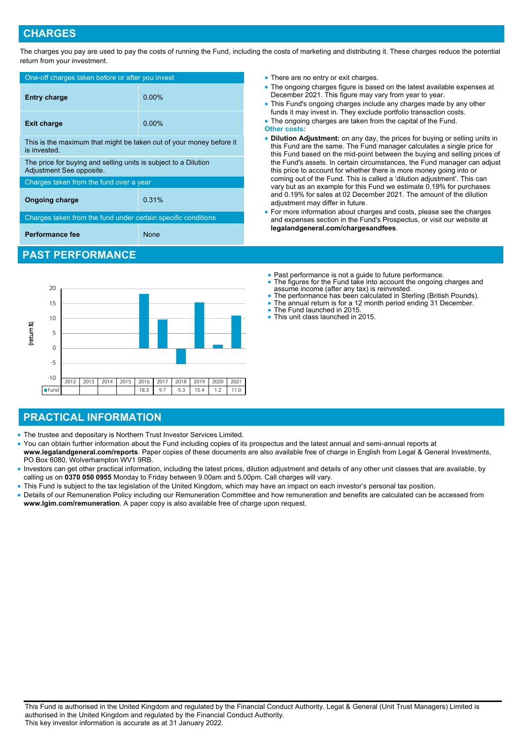## CHARGES

The charges you pay are used to pay the costs of running the Fund, including the costs of marketing and distributing it. These charges reduce the potential return from your investment.

| One-off charges taken before or after you invest | |
|---|---|
| **Entry charge** | 0.00% |
| **Exit charge** | 0.00% |
| This is the maximum that might be taken out of your money before it is invested. | |
| The price for buying and selling units is subject to a Dilution Adjustment See opposite. | |
| Charges taken from the fund over a year | |
| **Ongoing charge** | 0.31% |
| Charges taken from the fund under certain specific conditions | |
| **Performance fee** | None |

- There are no entry or exit charges.
- The ongoing charges figure is based on the latest available expenses at December 2021. This figure may vary from year to year.
- This Fund's ongoing charges include any charges made by any other funds it may invest in. They exclude portfolio transaction costs.
- The ongoing charges are taken from the capital of the Fund.

**Other costs:**

- **Dilution Adjustment:** on any day, the prices for buying or selling units in this Fund are the same. The Fund manager calculates a single price for this Fund based on the mid-point between the buying and selling prices of the Fund's assets. In certain circumstances, the Fund manager can adjust this price to account for whether there is more money going into or coming out of the Fund. This is called a 'dilution adjustment'. This can vary but as an example for this Fund we estimate 0.19% for purchases and 0.19% for sales at 02 December 2021. The amount of the dilution adjustment may differ in future.
- For more information about charges and costs, please see the charges and expenses section in the Fund's Prospectus, or visit our website at **legalandgeneral.com/chargesandfees**.

## PAST PERFORMANCE

(return %)

20
15
10
5
0
-5
-10

2012 2013 2014 2015 2016 2017 2018 2019 2020 2021

Fund: 18.3 9.7 -5.3 15.4 1.2 11.0

- Past performance is not a guide to future performance.
- The figures for the Fund take into account the ongoing charges and assume income (after any tax) is reinvested.
- The performance has been calculated in Sterling (British Pounds).
- The annual return is for a 12 month period ending 31 December.
- The Fund launched in 2015.
- This unit class launched in 2015.

## PRACTICAL INFORMATION

- The trustee and depositary is Northern Trust Investor Services Limited.
- You can obtain further information about the Fund including copies of its prospectus and the latest annual and semi-annual reports at **www.legalandgeneral.com/reports**. Paper copies of these documents are also available free of charge in English from Legal & General Investments, PO Box 6080, Wolverhampton WV1 9RB.
- Investors can get other practical information, including the latest prices, dilution adjustment and details of any other unit classes that are available, by calling us on **0370 050 0955** Monday to Friday between 9.00am and 5.00pm. Call charges will vary.
- This Fund is subject to the tax legislation of the United Kingdom, which may have an impact on each investor's personal tax position.
- Details of our Remuneration Policy including our Remuneration Committee and how remuneration and benefits are calculated can be accessed from **www.lgim.com/remuneration**. A paper copy is also available free of charge upon request.

This Fund is authorised in the United Kingdom and regulated by the Financial Conduct Authority. Legal & General (Unit Trust Managers) Limited is authorised in the United Kingdom and regulated by the Financial Conduct Authority.
This key investor information is accurate as at 31 January 2022.